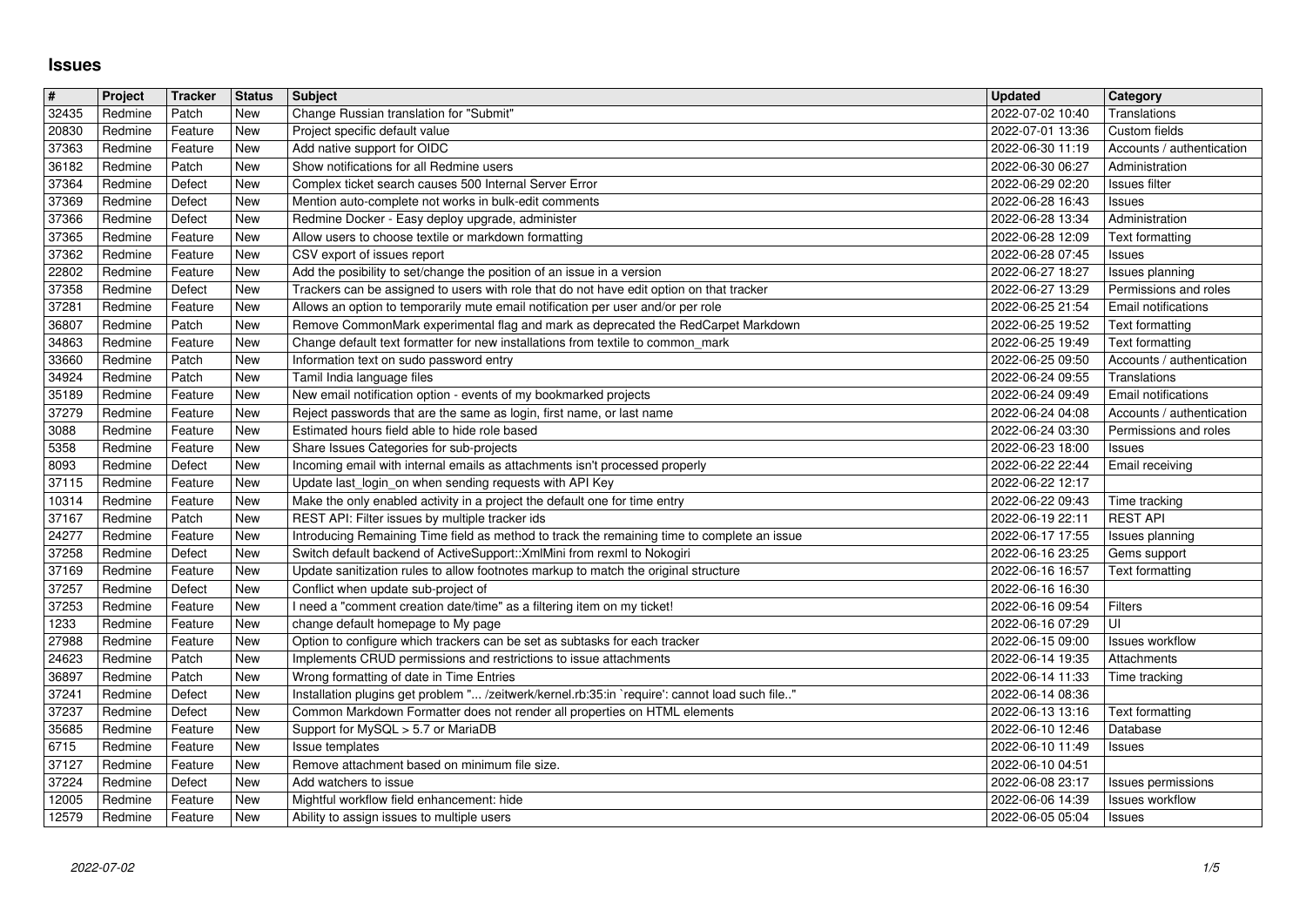# Issues

| # | Project | Tracker | Status | Subject | Updated | Category |
|---|---|---|---|---|---|---|
| 32435 | Redmine | Patch | New | Change Russian translation for "Submit" | 2022-07-02 10:40 | Translations |
| 20830 | Redmine | Feature | New | Project specific default value | 2022-07-01 13:36 | Custom fields |
| 37363 | Redmine | Feature | New | Add native support for OIDC | 2022-06-30 11:19 | Accounts / authentication |
| 36182 | Redmine | Patch | New | Show notifications for all Redmine users | 2022-06-30 06:27 | Administration |
| 37364 | Redmine | Defect | New | Complex ticket search causes 500 Internal Server Error | 2022-06-29 02:20 | Issues filter |
| 37369 | Redmine | Defect | New | Mention auto-complete not works in bulk-edit comments | 2022-06-28 16:43 | Issues |
| 37366 | Redmine | Defect | New | Redmine Docker - Easy deploy upgrade, administer | 2022-06-28 13:34 | Administration |
| 37365 | Redmine | Feature | New | Allow users to choose textile or markdown formatting | 2022-06-28 12:09 | Text formatting |
| 37362 | Redmine | Feature | New | CSV export of issues report | 2022-06-28 07:45 | Issues |
| 22802 | Redmine | Feature | New | Add the posibility to set/change the position of an issue in a version | 2022-06-27 18:27 | Issues planning |
| 37358 | Redmine | Defect | New | Trackers can be assigned to users with role that do not have edit option on that tracker | 2022-06-27 13:29 | Permissions and roles |
| 37281 | Redmine | Feature | New | Allows an option to temporarily mute email notification per user and/or per role | 2022-06-25 21:54 | Email notifications |
| 36807 | Redmine | Patch | New | Remove CommonMark experimental flag and mark as deprecated the RedCarpet Markdown | 2022-06-25 19:52 | Text formatting |
| 34863 | Redmine | Feature | New | Change default text formatter for new installations from textile to common_mark | 2022-06-25 19:49 | Text formatting |
| 33660 | Redmine | Patch | New | Information text on sudo password entry | 2022-06-25 09:50 | Accounts / authentication |
| 34924 | Redmine | Patch | New | Tamil India language files | 2022-06-24 09:55 | Translations |
| 35189 | Redmine | Feature | New | New email notification option - events of my bookmarked projects | 2022-06-24 09:49 | Email notifications |
| 37279 | Redmine | Feature | New | Reject passwords that are the same as login, first name, or last name | 2022-06-24 04:08 | Accounts / authentication |
| 3088 | Redmine | Feature | New | Estimated hours field able to hide role based | 2022-06-24 03:30 | Permissions and roles |
| 5358 | Redmine | Feature | New | Share Issues Categories for sub-projects | 2022-06-23 18:00 | Issues |
| 8093 | Redmine | Defect | New | Incoming email with internal emails as attachments isn't processed properly | 2022-06-22 22:44 | Email receiving |
| 37115 | Redmine | Feature | New | Update last_login_on when sending requests with API Key | 2022-06-22 12:17 | |
| 10314 | Redmine | Feature | New | Make the only enabled activity in a project the default one for time entry | 2022-06-22 09:43 | Time tracking |
| 37167 | Redmine | Patch | New | REST API: Filter issues by multiple tracker ids | 2022-06-19 22:11 | REST API |
| 24277 | Redmine | Feature | New | Introducing Remaining Time field as method to track the remaining time to complete an issue | 2022-06-17 17:55 | Issues planning |
| 37258 | Redmine | Defect | New | Switch default backend of ActiveSupport::XmlMini from rexml to Nokogiri | 2022-06-16 23:25 | Gems support |
| 37169 | Redmine | Feature | New | Update sanitization rules to allow footnotes markup to match the original structure | 2022-06-16 16:57 | Text formatting |
| 37257 | Redmine | Defect | New | Conflict when update sub-project of | 2022-06-16 16:30 | |
| 37253 | Redmine | Feature | New | I need a "comment creation date/time" as a filtering item on my ticket! | 2022-06-16 09:54 | Filters |
| 1233 | Redmine | Feature | New | change default homepage to My page | 2022-06-16 07:29 | UI |
| 27988 | Redmine | Feature | New | Option to configure which trackers can be set as subtasks for each tracker | 2022-06-15 09:00 | Issues workflow |
| 24623 | Redmine | Patch | New | Implements CRUD permissions and restrictions to issue attachments | 2022-06-14 19:35 | Attachments |
| 36897 | Redmine | Patch | New | Wrong formatting of date in Time Entries | 2022-06-14 11:33 | Time tracking |
| 37241 | Redmine | Defect | New | Installation plugins get problem "... /zeitwerk/kernel.rb:35:in `require': cannot load such file.." | 2022-06-14 08:36 | |
| 37237 | Redmine | Defect | New | Common Markdown Formatter does not render all properties on HTML elements | 2022-06-13 13:16 | Text formatting |
| 35685 | Redmine | Feature | New | Support for MySQL > 5.7 or MariaDB | 2022-06-10 12:46 | Database |
| 6715 | Redmine | Feature | New | Issue templates | 2022-06-10 11:49 | Issues |
| 37127 | Redmine | Feature | New | Remove attachment based on minimum file size. | 2022-06-10 04:51 | |
| 37224 | Redmine | Defect | New | Add watchers to issue | 2022-06-08 23:17 | Issues permissions |
| 12005 | Redmine | Feature | New | Mightful workflow field enhancement: hide | 2022-06-06 14:39 | Issues workflow |
| 12579 | Redmine | Feature | New | Ability to assign issues to multiple users | 2022-06-05 05:04 | Issues |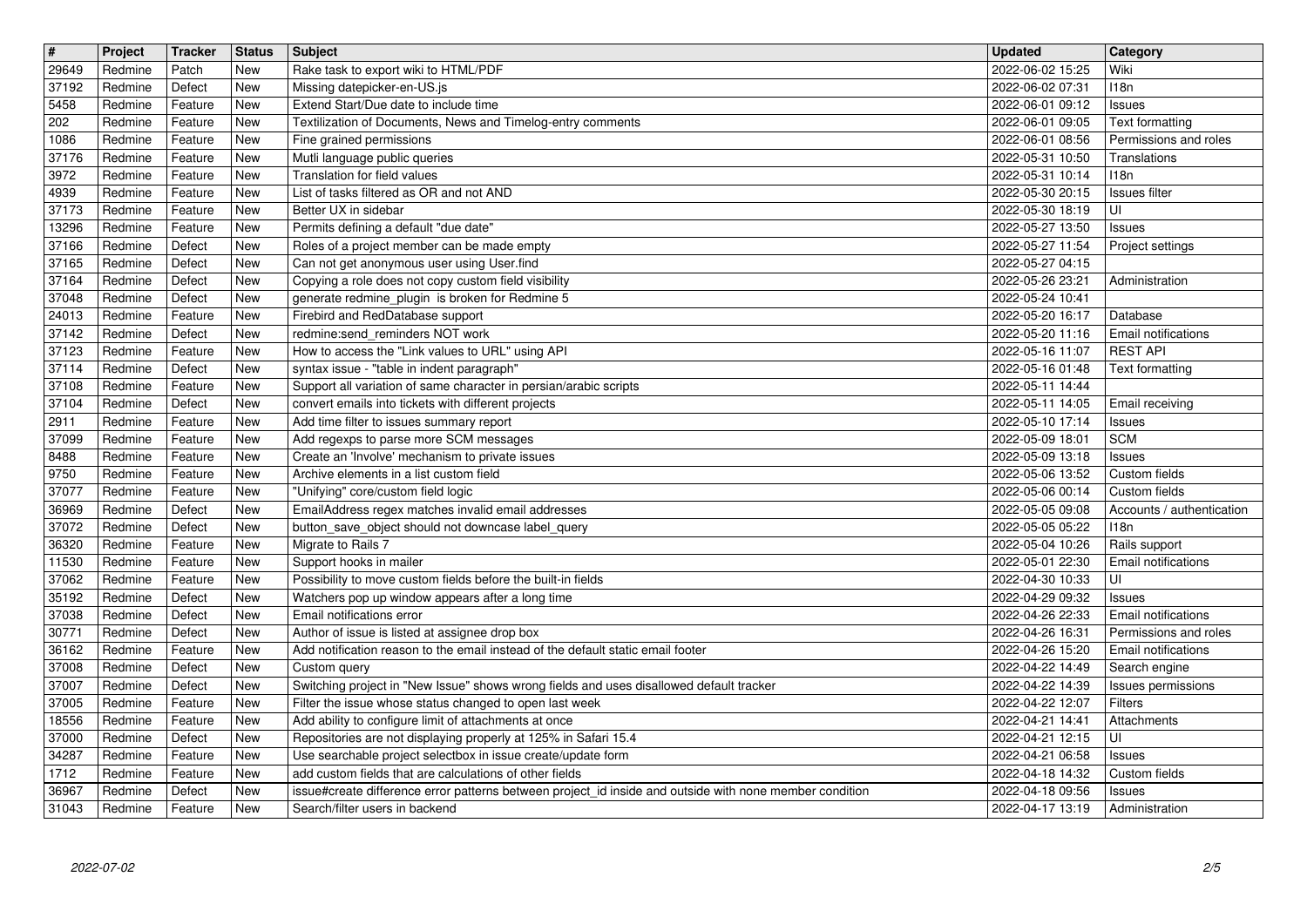| # | Project | Tracker | Status | Subject | Updated | Category |
|---|---|---|---|---|---|---|
| 29649 | Redmine | Patch | New | Rake task to export wiki to HTML/PDF | 2022-06-02 15:25 | Wiki |
| 37192 | Redmine | Defect | New | Missing datepicker-en-US.js | 2022-06-02 07:31 | I18n |
| 5458 | Redmine | Feature | New | Extend Start/Due date to include time | 2022-06-01 09:12 | Issues |
| 202 | Redmine | Feature | New | Textilization of Documents, News and Timelog-entry comments | 2022-06-01 09:05 | Text formatting |
| 1086 | Redmine | Feature | New | Fine grained permissions | 2022-06-01 08:56 | Permissions and roles |
| 37176 | Redmine | Feature | New | Mutli language public queries | 2022-05-31 10:50 | Translations |
| 3972 | Redmine | Feature | New | Translation for field values | 2022-05-31 10:14 | I18n |
| 4939 | Redmine | Feature | New | List of tasks filtered as OR and not AND | 2022-05-30 20:15 | Issues filter |
| 37173 | Redmine | Feature | New | Better UX in sidebar | 2022-05-30 18:19 | UI |
| 13296 | Redmine | Feature | New | Permits defining a default "due date" | 2022-05-27 13:50 | Issues |
| 37166 | Redmine | Defect | New | Roles of a project member can be made empty | 2022-05-27 11:54 | Project settings |
| 37165 | Redmine | Defect | New | Can not get anonymous user using User.find | 2022-05-27 04:15 | |
| 37164 | Redmine | Defect | New | Copying a role does not copy custom field visibility | 2022-05-26 23:21 | Administration |
| 37048 | Redmine | Defect | New | generate redmine_plugin is broken for Redmine 5 | 2022-05-24 10:41 | |
| 24013 | Redmine | Feature | New | Firebird and RedDatabase support | 2022-05-20 16:17 | Database |
| 37142 | Redmine | Defect | New | redmine:send_reminders NOT work | 2022-05-20 11:16 | Email notifications |
| 37123 | Redmine | Feature | New | How to access the "Link values to URL" using API | 2022-05-16 11:07 | REST API |
| 37114 | Redmine | Defect | New | syntax issue - "table in indent paragraph" | 2022-05-16 01:48 | Text formatting |
| 37108 | Redmine | Feature | New | Support all variation of same character in persian/arabic scripts | 2022-05-11 14:44 | |
| 37104 | Redmine | Defect | New | convert emails into tickets with different projects | 2022-05-11 14:05 | Email receiving |
| 2911 | Redmine | Feature | New | Add time filter to issues summary report | 2022-05-10 17:14 | Issues |
| 37099 | Redmine | Feature | New | Add regexps to parse more SCM messages | 2022-05-09 18:01 | SCM |
| 8488 | Redmine | Feature | New | Create an 'Involve' mechanism to private issues | 2022-05-09 13:18 | Issues |
| 9750 | Redmine | Feature | New | Archive elements in a list custom field | 2022-05-06 13:52 | Custom fields |
| 37077 | Redmine | Feature | New | "Unifying" core/custom field logic | 2022-05-06 00:14 | Custom fields |
| 36969 | Redmine | Defect | New | EmailAddress regex matches invalid email addresses | 2022-05-05 09:08 | Accounts / authentication |
| 37072 | Redmine | Defect | New | button_save_object should not downcase label_query | 2022-05-05 05:22 | I18n |
| 36320 | Redmine | Feature | New | Migrate to Rails 7 | 2022-05-04 10:26 | Rails support |
| 11530 | Redmine | Feature | New | Support hooks in mailer | 2022-05-01 22:30 | Email notifications |
| 37062 | Redmine | Feature | New | Possibility to move custom fields before the built-in fields | 2022-04-30 10:33 | UI |
| 35192 | Redmine | Defect | New | Watchers pop up window appears after a long time | 2022-04-29 09:32 | Issues |
| 37038 | Redmine | Defect | New | Email notifications error | 2022-04-26 22:33 | Email notifications |
| 30771 | Redmine | Defect | New | Author of issue is listed at assignee drop box | 2022-04-26 16:31 | Permissions and roles |
| 36162 | Redmine | Feature | New | Add notification reason to the email instead of the default static email footer | 2022-04-26 15:20 | Email notifications |
| 37008 | Redmine | Defect | New | Custom query | 2022-04-22 14:49 | Search engine |
| 37007 | Redmine | Defect | New | Switching project in "New Issue" shows wrong fields and uses disallowed default tracker | 2022-04-22 14:39 | Issues permissions |
| 37005 | Redmine | Feature | New | Filter the issue whose status changed to open last week | 2022-04-22 12:07 | Filters |
| 18556 | Redmine | Feature | New | Add ability to configure limit of attachments at once | 2022-04-21 14:41 | Attachments |
| 37000 | Redmine | Defect | New | Repositories are not displaying properly at 125% in Safari 15.4 | 2022-04-21 12:15 | UI |
| 34287 | Redmine | Feature | New | Use searchable project selectbox in issue create/update form | 2022-04-21 06:58 | Issues |
| 1712 | Redmine | Feature | New | add custom fields that are calculations of other fields | 2022-04-18 14:32 | Custom fields |
| 36967 | Redmine | Defect | New | issue#create difference error patterns between project_id inside and outside with none member condition | 2022-04-18 09:56 | Issues |
| 31043 | Redmine | Feature | New | Search/filter users in backend | 2022-04-17 13:19 | Administration |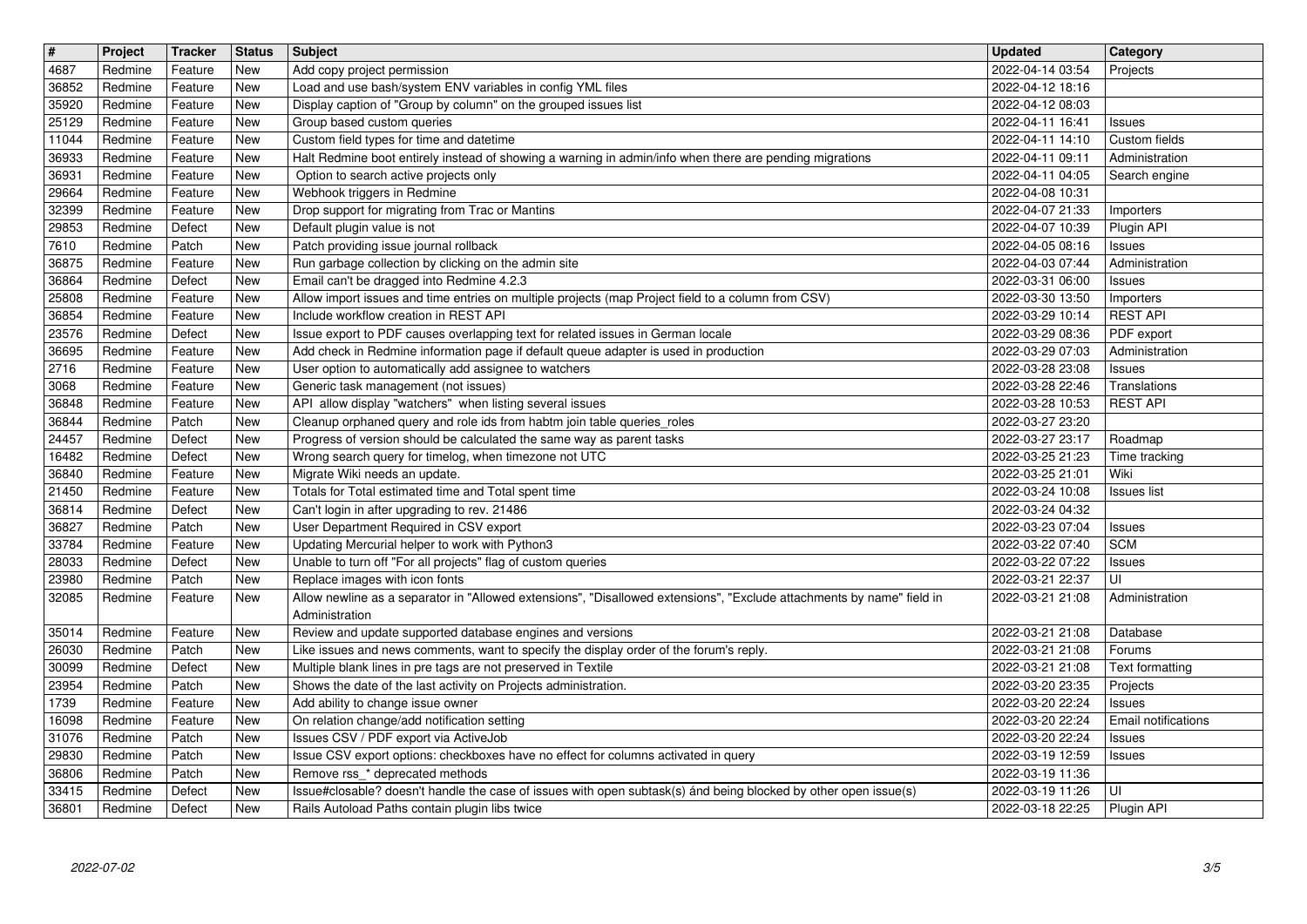| # | Project | Tracker | Status | Subject | Updated | Category |
|---|---|---|---|---|---|---|
| 4687 | Redmine | Feature | New | Add copy project permission | 2022-04-14 03:54 | Projects |
| 36852 | Redmine | Feature | New | Load and use bash/system ENV variables in config YML files | 2022-04-12 18:16 | |
| 35920 | Redmine | Feature | New | Display caption of "Group by column" on the grouped issues list | 2022-04-12 08:03 | |
| 25129 | Redmine | Feature | New | Group based custom queries | 2022-04-11 16:41 | Issues |
| 11044 | Redmine | Feature | New | Custom field types for time and datetime | 2022-04-11 14:10 | Custom fields |
| 36933 | Redmine | Feature | New | Halt Redmine boot entirely instead of showing a warning in admin/info when there are pending migrations | 2022-04-11 09:11 | Administration |
| 36931 | Redmine | Feature | New | Option to search active projects only | 2022-04-11 04:05 | Search engine |
| 29664 | Redmine | Feature | New | Webhook triggers in Redmine | 2022-04-08 10:31 | |
| 32399 | Redmine | Feature | New | Drop support for migrating from Trac or Mantins | 2022-04-07 21:33 | Importers |
| 29853 | Redmine | Defect | New | Default plugin value is not | 2022-04-07 10:39 | Plugin API |
| 7610 | Redmine | Patch | New | Patch providing issue journal rollback | 2022-04-05 08:16 | Issues |
| 36875 | Redmine | Feature | New | Run garbage collection by clicking on the admin site | 2022-04-03 07:44 | Administration |
| 36864 | Redmine | Defect | New | Email can't be dragged into Redmine 4.2.3 | 2022-03-31 06:00 | Issues |
| 25808 | Redmine | Feature | New | Allow import issues and time entries on multiple projects (map Project field to a column from CSV) | 2022-03-30 13:50 | Importers |
| 36854 | Redmine | Feature | New | Include workflow creation in REST API | 2022-03-29 10:14 | REST API |
| 23576 | Redmine | Defect | New | Issue export to PDF causes overlapping text for related issues in German locale | 2022-03-29 08:36 | PDF export |
| 36695 | Redmine | Feature | New | Add check in Redmine information page if default queue adapter is used in production | 2022-03-29 07:03 | Administration |
| 2716 | Redmine | Feature | New | User option to automatically add assignee to watchers | 2022-03-28 23:08 | Issues |
| 3068 | Redmine | Feature | New | Generic task management (not issues) | 2022-03-28 22:46 | Translations |
| 36848 | Redmine | Feature | New | API allow display "watchers" when listing several issues | 2022-03-28 10:53 | REST API |
| 36844 | Redmine | Patch | New | Cleanup orphaned query and role ids from habtm join table queries_roles | 2022-03-27 23:20 | |
| 24457 | Redmine | Defect | New | Progress of version should be calculated the same way as parent tasks | 2022-03-27 23:17 | Roadmap |
| 16482 | Redmine | Defect | New | Wrong search query for timelog, when timezone not UTC | 2022-03-25 21:23 | Time tracking |
| 36840 | Redmine | Feature | New | Migrate Wiki needs an update. | 2022-03-25 21:01 | Wiki |
| 21450 | Redmine | Feature | New | Totals for Total estimated time and Total spent time | 2022-03-24 10:08 | Issues list |
| 36814 | Redmine | Defect | New | Can't login in after upgrading to rev. 21486 | 2022-03-24 04:32 | |
| 36827 | Redmine | Patch | New | User Department Required in CSV export | 2022-03-23 07:04 | Issues |
| 33784 | Redmine | Feature | New | Updating Mercurial helper to work with Python3 | 2022-03-22 07:40 | SCM |
| 28033 | Redmine | Defect | New | Unable to turn off "For all projects" flag of custom queries | 2022-03-22 07:22 | Issues |
| 23980 | Redmine | Patch | New | Replace images with icon fonts | 2022-03-21 22:37 | UI |
| 32085 | Redmine | Feature | New | Allow newline as a separator in "Allowed extensions", "Disallowed extensions", "Exclude attachments by name" field in Administration | 2022-03-21 21:08 | Administration |
| 35014 | Redmine | Feature | New | Review and update supported database engines and versions | 2022-03-21 21:08 | Database |
| 26030 | Redmine | Patch | New | Like issues and news comments, want to specify the display order of the forum's reply. | 2022-03-21 21:08 | Forums |
| 30099 | Redmine | Defect | New | Multiple blank lines in pre tags are not preserved in Textile | 2022-03-21 21:08 | Text formatting |
| 23954 | Redmine | Patch | New | Shows the date of the last activity on Projects administration. | 2022-03-20 23:35 | Projects |
| 1739 | Redmine | Feature | New | Add ability to change issue owner | 2022-03-20 22:24 | Issues |
| 16098 | Redmine | Feature | New | On relation change/add notification setting | 2022-03-20 22:24 | Email notifications |
| 31076 | Redmine | Patch | New | Issues CSV / PDF export via ActiveJob | 2022-03-20 22:24 | Issues |
| 29830 | Redmine | Patch | New | Issue CSV export options: checkboxes have no effect for columns activated in query | 2022-03-19 12:59 | Issues |
| 36806 | Redmine | Patch | New | Remove rss_* deprecated methods | 2022-03-19 11:36 | |
| 33415 | Redmine | Defect | New | Issue#closable? doesn't handle the case of issues with open subtask(s) ánd being blocked by other open issue(s) | 2022-03-19 11:26 | UI |
| 36801 | Redmine | Defect | New | Rails Autoload Paths contain plugin libs twice | 2022-03-18 22:25 | Plugin API |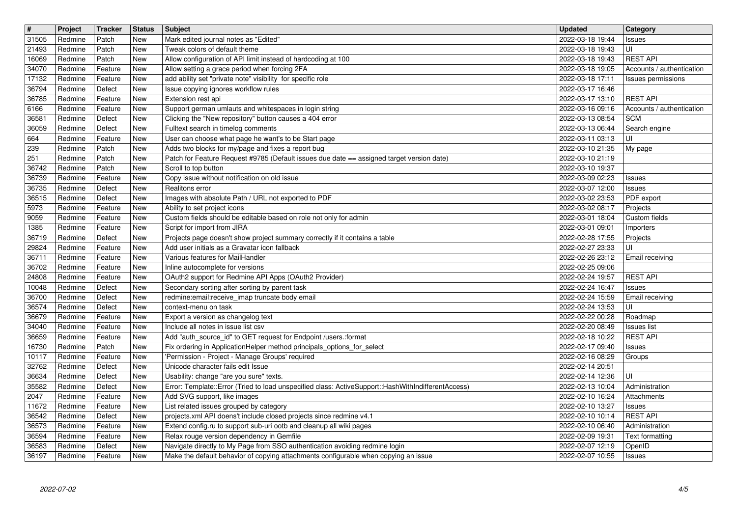| # | Project | Tracker | Status | Subject | Updated | Category |
|---|---|---|---|---|---|---|
| 31505 | Redmine | Patch | New | Mark edited journal notes as "Edited" | 2022-03-18 19:44 | Issues |
| 21493 | Redmine | Patch | New | Tweak colors of default theme | 2022-03-18 19:43 | UI |
| 16069 | Redmine | Patch | New | Allow configuration of API limit instead of hardcoding at 100 | 2022-03-18 19:43 | REST API |
| 34070 | Redmine | Feature | New | Allow setting a grace period when forcing 2FA | 2022-03-18 19:05 | Accounts / authentication |
| 17132 | Redmine | Feature | New | add ability set "private note" visibility for specific role | 2022-03-18 17:11 | Issues permissions |
| 36794 | Redmine | Defect | New | Issue copying ignores workflow rules | 2022-03-17 16:46 | |
| 36785 | Redmine | Feature | New | Extension rest api | 2022-03-17 13:10 | REST API |
| 6166 | Redmine | Feature | New | Support german umlauts and whitespaces in login string | 2022-03-16 09:16 | Accounts / authentication |
| 36581 | Redmine | Defect | New | Clicking the "New repository" button causes a 404 error | 2022-03-13 08:54 | SCM |
| 36059 | Redmine | Defect | New | Fulltext search in timelog comments | 2022-03-13 06:44 | Search engine |
| 664 | Redmine | Feature | New | User can choose what page he want's to be Start page | 2022-03-11 03:13 | UI |
| 239 | Redmine | Patch | New | Adds two blocks for my/page and fixes a report bug | 2022-03-10 21:35 | My page |
| 251 | Redmine | Patch | New | Patch for Feature Request #9785 (Default issues due date == assigned target version date) | 2022-03-10 21:19 | |
| 36742 | Redmine | Patch | New | Scroll to top button | 2022-03-10 19:37 | |
| 36739 | Redmine | Feature | New | Copy issue without notification on old issue | 2022-03-09 02:23 | Issues |
| 36735 | Redmine | Defect | New | Realitons error | 2022-03-07 12:00 | Issues |
| 36515 | Redmine | Defect | New | Images with absolute Path / URL not exported to PDF | 2022-03-02 23:53 | PDF export |
| 5973 | Redmine | Feature | New | Ability to set project icons | 2022-03-02 08:17 | Projects |
| 9059 | Redmine | Feature | New | Custom fields should be editable based on role not only for admin | 2022-03-01 18:04 | Custom fields |
| 1385 | Redmine | Feature | New | Script for import from JIRA | 2022-03-01 09:01 | Importers |
| 36719 | Redmine | Defect | New | Projects page doesn't show project summary correctly if it contains a table | 2022-02-28 17:55 | Projects |
| 29824 | Redmine | Feature | New | Add user initials as a Gravatar icon fallback | 2022-02-27 23:33 | UI |
| 36711 | Redmine | Feature | New | Various features for MailHandler | 2022-02-26 23:12 | Email receiving |
| 36702 | Redmine | Feature | New | Inline autocomplete for versions | 2022-02-25 09:06 | |
| 24808 | Redmine | Feature | New | OAuth2 support for Redmine API Apps (OAuth2 Provider) | 2022-02-24 19:57 | REST API |
| 10048 | Redmine | Defect | New | Secondary sorting after sorting by parent task | 2022-02-24 16:47 | Issues |
| 36700 | Redmine | Defect | New | redmine:email:receive_imap truncate body email | 2022-02-24 15:59 | Email receiving |
| 36574 | Redmine | Defect | New | context-menu on task | 2022-02-24 13:53 | UI |
| 36679 | Redmine | Feature | New | Export a version as changelog text | 2022-02-22 00:28 | Roadmap |
| 34040 | Redmine | Feature | New | Include all notes in issue list csv | 2022-02-20 08:49 | Issues list |
| 36659 | Redmine | Feature | New | Add "auth_source_id" to GET request for Endpoint /users.:format | 2022-02-18 10:22 | REST API |
| 16730 | Redmine | Patch | New | Fix ordering in ApplicationHelper method principals_options_for_select | 2022-02-17 09:40 | Issues |
| 10117 | Redmine | Feature | New | 'Permission - Project - Manage Groups' required | 2022-02-16 08:29 | Groups |
| 32762 | Redmine | Defect | New | Unicode character fails edit Issue | 2022-02-14 20:51 | |
| 36634 | Redmine | Defect | New | Usability: change "are you sure" texts. | 2022-02-14 12:36 | UI |
| 35582 | Redmine | Defect | New | Error: Template::Error (Tried to load unspecified class: ActiveSupport::HashWithIndifferentAccess) | 2022-02-13 10:04 | Administration |
| 2047 | Redmine | Feature | New | Add SVG support, like images | 2022-02-10 16:24 | Attachments |
| 11672 | Redmine | Feature | New | List related issues grouped by category | 2022-02-10 13:27 | Issues |
| 36542 | Redmine | Defect | New | projects.xml API doens't include closed projects since redmine v4.1 | 2022-02-10 10:14 | REST API |
| 36573 | Redmine | Feature | New | Extend config.ru to support sub-uri ootb and cleanup all wiki pages | 2022-02-10 06:40 | Administration |
| 36594 | Redmine | Feature | New | Relax rouge version dependency in Gemfile | 2022-02-09 19:31 | Text formatting |
| 36583 | Redmine | Defect | New | Navigate directly to My Page from SSO authentication avoiding redmine login | 2022-02-07 12:19 | OpenID |
| 36197 | Redmine | Feature | New | Make the default behavior of copying attachments configurable when copying an issue | 2022-02-07 10:55 | Issues |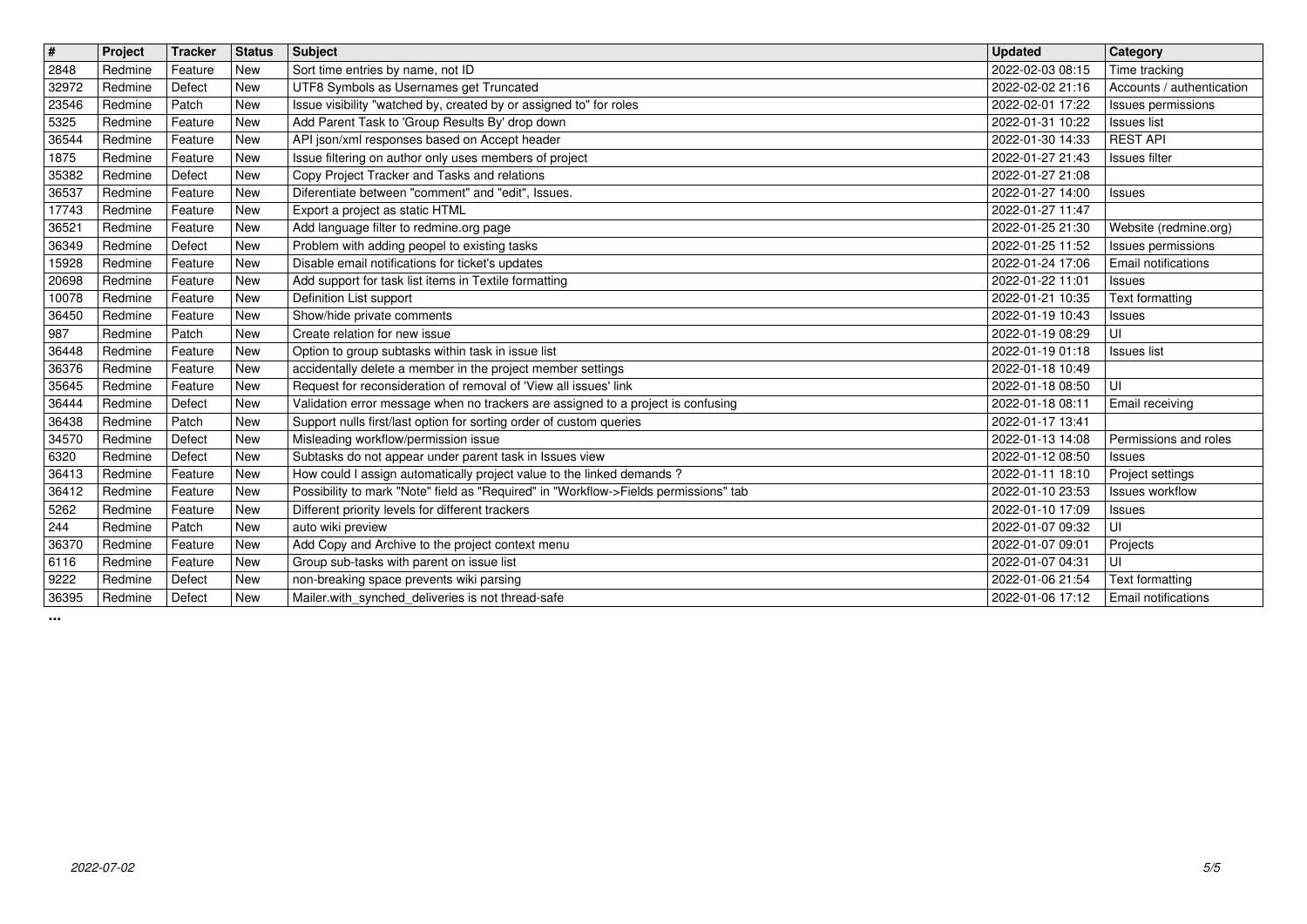| # | Project | Tracker | Status | Subject | Updated | Category |
| --- | --- | --- | --- | --- | --- | --- |
| 2848 | Redmine | Feature | New | Sort time entries by name, not ID | 2022-02-03 08:15 | Time tracking |
| 32972 | Redmine | Defect | New | UTF8 Symbols as Usernames get Truncated | 2022-02-02 21:16 | Accounts / authentication |
| 23546 | Redmine | Patch | New | Issue visibility "watched by, created by or assigned to" for roles | 2022-02-01 17:22 | Issues permissions |
| 5325 | Redmine | Feature | New | Add Parent Task to 'Group Results By' drop down | 2022-01-31 10:22 | Issues list |
| 36544 | Redmine | Feature | New | API json/xml responses based on Accept header | 2022-01-30 14:33 | REST API |
| 1875 | Redmine | Feature | New | Issue filtering on author only uses members of project | 2022-01-27 21:43 | Issues filter |
| 35382 | Redmine | Defect | New | Copy Project Tracker and Tasks and relations | 2022-01-27 21:08 | |
| 36537 | Redmine | Feature | New | Diferentiate between "comment" and "edit", Issues. | 2022-01-27 14:00 | Issues |
| 17743 | Redmine | Feature | New | Export a project as static HTML | 2022-01-27 11:47 | |
| 36521 | Redmine | Feature | New | Add language filter to redmine.org page | 2022-01-25 21:30 | Website (redmine.org) |
| 36349 | Redmine | Defect | New | Problem with adding peopel to existing tasks | 2022-01-25 11:52 | Issues permissions |
| 15928 | Redmine | Feature | New | Disable email notifications for ticket's updates | 2022-01-24 17:06 | Email notifications |
| 20698 | Redmine | Feature | New | Add support for task list items in Textile formatting | 2022-01-22 11:01 | Issues |
| 10078 | Redmine | Feature | New | Definition List support | 2022-01-21 10:35 | Text formatting |
| 36450 | Redmine | Feature | New | Show/hide private comments | 2022-01-19 10:43 | Issues |
| 987 | Redmine | Patch | New | Create relation for new issue | 2022-01-19 08:29 | UI |
| 36448 | Redmine | Feature | New | Option to group subtasks within task in issue list | 2022-01-19 01:18 | Issues list |
| 36376 | Redmine | Feature | New | accidentally delete a member in the project member settings | 2022-01-18 10:49 | |
| 35645 | Redmine | Feature | New | Request for reconsideration of removal of 'View all issues' link | 2022-01-18 08:50 | UI |
| 36444 | Redmine | Defect | New | Validation error message when no trackers are assigned to a project is confusing | 2022-01-18 08:11 | Email receiving |
| 36438 | Redmine | Patch | New | Support nulls first/last option for sorting order of custom queries | 2022-01-17 13:41 | |
| 34570 | Redmine | Defect | New | Misleading workflow/permission issue | 2022-01-13 14:08 | Permissions and roles |
| 6320 | Redmine | Defect | New | Subtasks do not appear under parent task in Issues view | 2022-01-12 08:50 | Issues |
| 36413 | Redmine | Feature | New | How could I assign automatically project value to the linked demands ? | 2022-01-11 18:10 | Project settings |
| 36412 | Redmine | Feature | New | Possibility to mark "Note" field as "Required" in "Workflow->Fields permissions" tab | 2022-01-10 23:53 | Issues workflow |
| 5262 | Redmine | Feature | New | Different priority levels for different trackers | 2022-01-10 17:09 | Issues |
| 244 | Redmine | Patch | New | auto wiki preview | 2022-01-07 09:32 | UI |
| 36370 | Redmine | Feature | New | Add Copy and Archive to the project context menu | 2022-01-07 09:01 | Projects |
| 6116 | Redmine | Feature | New | Group sub-tasks with parent on issue list | 2022-01-07 04:31 | UI |
| 9222 | Redmine | Defect | New | non-breaking space prevents wiki parsing | 2022-01-06 21:54 | Text formatting |
| 36395 | Redmine | Defect | New | Mailer.with_synched_deliveries is not thread-safe | 2022-01-06 17:12 | Email notifications |

...